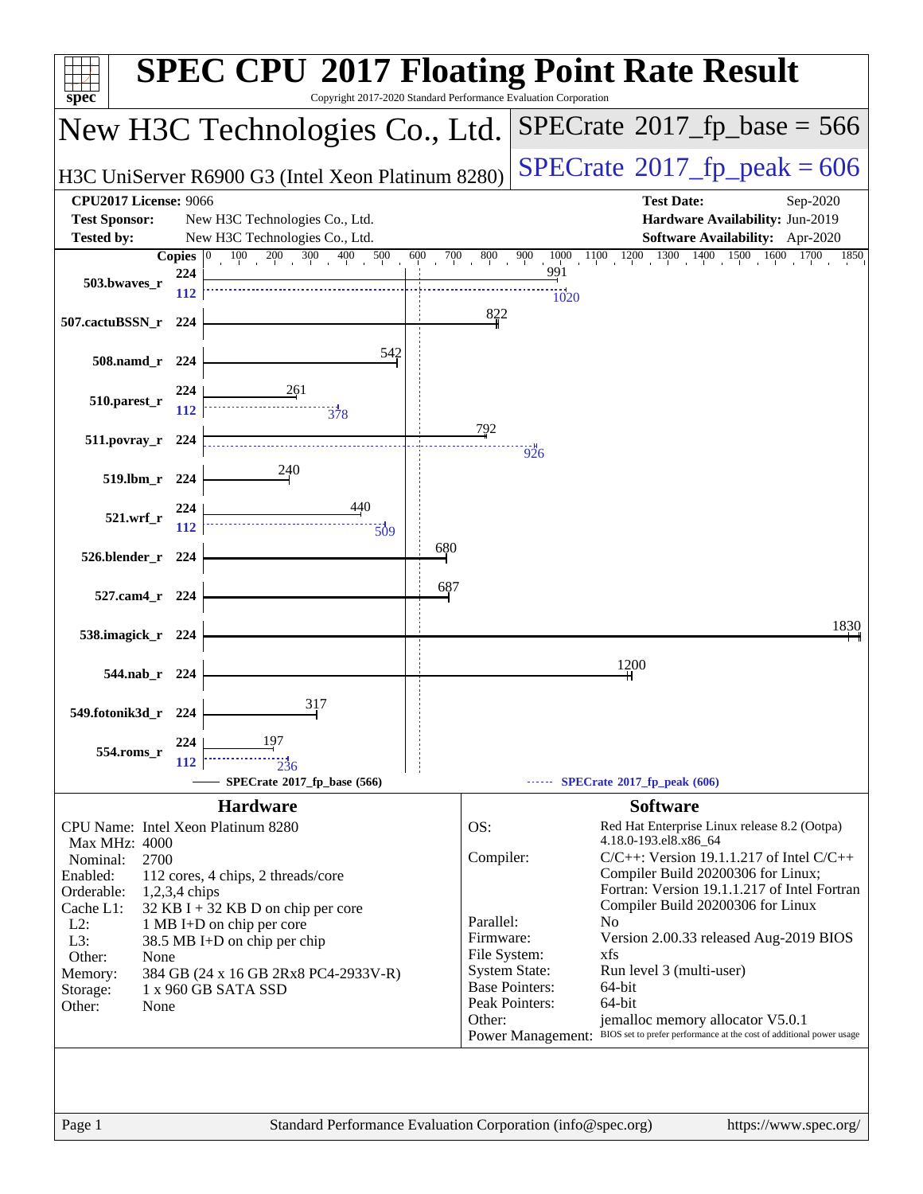# SPEC CPU 2017 Floating Point Rate Result

Copyright 2017-2020 Standard Performance Evaluation Corporation

## New H3C Technologies Co., Ltd.

H3C UniServer R6900 G3 (Intel Xeon Platinum 8280)

**SPECrate 2017_fp_base = 566**

**SPECrate 2017_fp_peak = 606**

| | | | |
|---|---|---|---|
| **CPU2017 License:** | 9066 | **Test Date:** | Sep-2020 |
| **Test Sponsor:** | New H3C Technologies Co., Ltd. | **Hardware Availability:** | Jun-2019 |
| **Tested by:** | New H3C Technologies Co., Ltd. | **Software Availability:** | Apr-2020 |

| Benchmark | Copies | Base | Peak Copies | Peak |
|---|---|---|---|---|
| 503.bwaves_r | 224 | 991 | 112 | 1020 |
| 507.cactuBSSN_r | 224 | 822 | | |
| 508.namd_r | 224 | 542 | | |
| 510.parest_r | 224 | 261 | 112 | 378 |
| 511.povray_r | 224 | 792 | 224 | 926 |
| 519.lbm_r | 224 | 240 | | |
| 521.wrf_r | 224 | 440 | 112 | 509 |
| 526.blender_r | 224 | 680 | | |
| 527.cam4_r | 224 | 687 | | |
| 538.imagick_r | 224 | 1830 | | |
| 544.nab_r | 224 | 1200 | | |
| 549.fotonik3d_r | 224 | 317 | | |
| 554.roms_r | 224 | 197 | 112 | 236 |

SPECrate 2017_fp_base (566) — SPECrate 2017_fp_peak (606)

## Hardware

| | |
|---|---|
| CPU Name: | Intel Xeon Platinum 8280 |
| Max MHz: | 4000 |
| Nominal: | 2700 |
| Enabled: | 112 cores, 4 chips, 2 threads/core |
| Orderable: | 1,2,3,4 chips |
| Cache L1: | 32 KB I + 32 KB D on chip per core |
| L2: | 1 MB I+D on chip per core |
| L3: | 38.5 MB I+D on chip per chip |
| Other: | None |
| Memory: | 384 GB (24 x 16 GB 2Rx8 PC4-2933V-R) |
| Storage: | 1 x 960 GB SATA SSD |
| Other: | None |

## Software

| | |
|---|---|
| OS: | Red Hat Enterprise Linux release 8.2 (Ootpa) 4.18.0-193.el8.x86_64 |
| Compiler: | C/C++: Version 19.1.1.217 of Intel C/C++ Compiler Build 20200306 for Linux; Fortran: Version 19.1.1.217 of Intel Fortran Compiler Build 20200306 for Linux |
| Parallel: | No |
| Firmware: | Version 2.00.33 released Aug-2019 BIOS |
| File System: | xfs |
| System State: | Run level 3 (multi-user) |
| Base Pointers: | 64-bit |
| Peak Pointers: | 64-bit |
| Other: | jemalloc memory allocator V5.0.1 |
| Power Management: | BIOS set to prefer performance at the cost of additional power usage |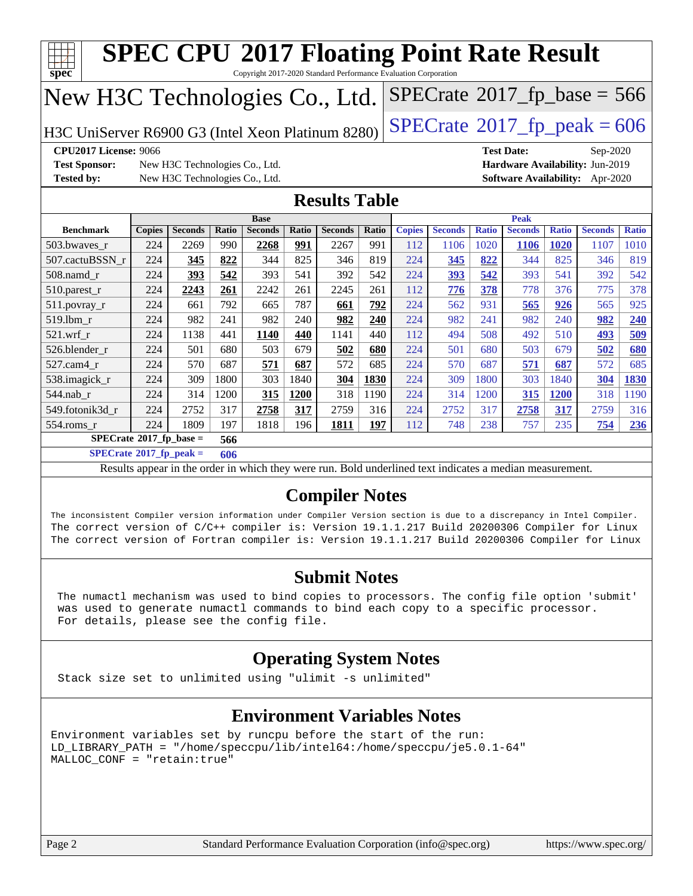# SPEC CPU 2017 Floating Point Rate Result

Copyright 2017-2020 Standard Performance Evaluation Corporation

## New H3C Technologies Co., Ltd.

H3C UniServer R6900 G3 (Intel Xeon Platinum 8280)

SPECrate 2017_fp_base = 566

SPECrate 2017_fp_peak = 606

**CPU2017 License:** 9066
**Test Sponsor:** New H3C Technologies Co., Ltd.
**Tested by:** New H3C Technologies Co., Ltd.

**Test Date:** Sep-2020
**Hardware Availability:** Jun-2019
**Software Availability:** Apr-2020

## Results Table

| | Base | | | | | | | Peak | | | | | | |
|---|---|---|---|---|---|---|---|---|---|---|---|---|---|---|
| **Benchmark** | **Copies** | **Seconds** | **Ratio** | **Seconds** | **Ratio** | **Seconds** | **Ratio** | **Copies** | **Seconds** | **Ratio** | **Seconds** | **Ratio** | **Seconds** | **Ratio** |
| 503.bwaves_r | 224 | 2269 | 990 | **2268** | **991** | 2267 | 991 | 112 | 1106 | 1020 | **1106** | **1020** | 1107 | 1010 |
| 507.cactuBSSN_r | 224 | **345** | **822** | 344 | 825 | 346 | 819 | 224 | **345** | **822** | 344 | 825 | 346 | 819 |
| 508.namd_r | 224 | **393** | **542** | 393 | 541 | 392 | 542 | 224 | **393** | **542** | 393 | 541 | 392 | 542 |
| 510.parest_r | 224 | **2243** | **261** | 2242 | 261 | 2245 | 261 | 112 | **776** | **378** | 778 | 376 | 775 | 378 |
| 511.povray_r | 224 | 661 | 792 | 665 | 787 | **661** | **792** | 224 | 562 | 931 | **565** | **926** | 565 | 925 |
| 519.lbm_r | 224 | 982 | 241 | 982 | 240 | **982** | **240** | 224 | 982 | 241 | 982 | 240 | **982** | **240** |
| 521.wrf_r | 224 | 1138 | 441 | **1140** | **440** | 1141 | 440 | 112 | 494 | 508 | 492 | 510 | **493** | **509** |
| 526.blender_r | 224 | 501 | 680 | 503 | 679 | **502** | **680** | 224 | 501 | 680 | 503 | 679 | **502** | **680** |
| 527.cam4_r | 224 | 570 | 687 | **571** | **687** | 572 | 685 | 224 | 570 | 687 | **571** | **687** | 572 | 685 |
| 538.imagick_r | 224 | 309 | 1800 | 303 | 1840 | **304** | **1830** | 224 | 309 | 1800 | 303 | 1840 | **304** | **1830** |
| 544.nab_r | 224 | 314 | 1200 | **315** | **1200** | 318 | 1190 | 224 | 314 | 1200 | **315** | **1200** | 318 | 1190 |
| 549.fotonik3d_r | 224 | 2752 | 317 | **2758** | **317** | 2759 | 316 | 224 | 2752 | 317 | **2758** | **317** | 2759 | 316 |
| 554.roms_r | 224 | 1809 | 197 | 1818 | 196 | **1811** | **197** | 112 | 748 | 238 | 757 | 235 | **754** | **236** |

**SPECrate 2017_fp_base = 566**

**SPECrate 2017_fp_peak = 606**

Results appear in the order in which they were run. Bold underlined text indicates a median measurement.

## Compiler Notes

```
The inconsistent Compiler version information under Compiler Version section is due to a discrepancy in Intel Compiler.
The correct version of C/C++ compiler is: Version 19.1.1.217 Build 20200306 Compiler for Linux
The correct version of Fortran compiler is: Version 19.1.1.217 Build 20200306 Compiler for Linux
```

## Submit Notes

```
The numactl mechanism was used to bind copies to processors. The config file option 'submit'
was used to generate numactl commands to bind each copy to a specific processor.
For details, please see the config file.
```

## Operating System Notes

```
Stack size set to unlimited using "ulimit -s unlimited"
```

## Environment Variables Notes

```
Environment variables set by runcpu before the start of the run:
LD_LIBRARY_PATH = "/home/speccpu/lib/intel64:/home/speccpu/je5.0.1-64"
MALLOC_CONF = "retain:true"
```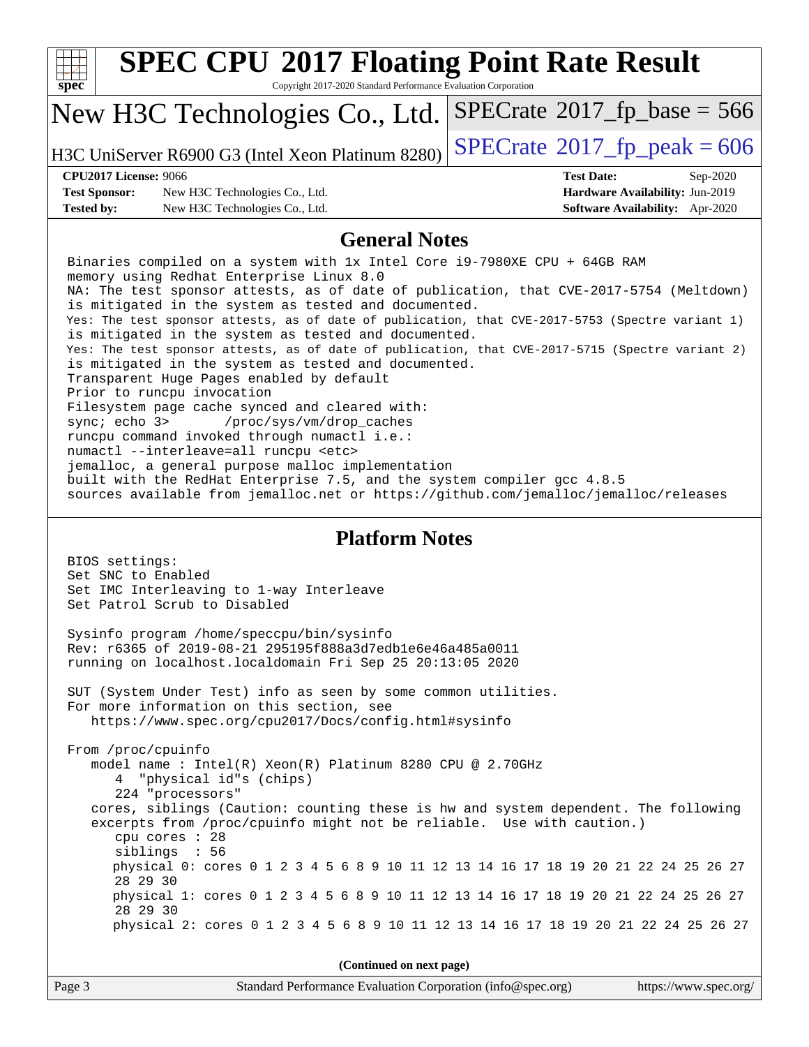## General Notes

```
Binaries compiled on a system with 1x Intel Core i9-7980XE CPU + 64GB RAM
memory using Redhat Enterprise Linux 8.0
NA: The test sponsor attests, as of date of publication, that CVE-2017-5754 (Meltdown)
is mitigated in the system as tested and documented.
Yes: The test sponsor attests, as of date of publication, that CVE-2017-5753 (Spectre variant 1)
is mitigated in the system as tested and documented.
Yes: The test sponsor attests, as of date of publication, that CVE-2017-5715 (Spectre variant 2)
is mitigated in the system as tested and documented.
Transparent Huge Pages enabled by default
Prior to runcpu invocation
Filesystem page cache synced and cleared with:
sync; echo 3>       /proc/sys/vm/drop_caches
runcpu command invoked through numactl i.e.:
numactl --interleave=all runcpu <etc>
jemalloc, a general purpose malloc implementation
built with the RedHat Enterprise 7.5, and the system compiler gcc 4.8.5
sources available from jemalloc.net or https://github.com/jemalloc/jemalloc/releases
```

## Platform Notes

```
BIOS settings:
Set SNC to Enabled
Set IMC Interleaving to 1-way Interleave
Set Patrol Scrub to Disabled

Sysinfo program /home/speccpu/bin/sysinfo
Rev: r6365 of 2019-08-21 295195f888a3d7edb1e6e46a485a0011
running on localhost.localdomain Fri Sep 25 20:13:05 2020

SUT (System Under Test) info as seen by some common utilities.
For more information on this section, see
   https://www.spec.org/cpu2017/Docs/config.html#sysinfo

From /proc/cpuinfo
   model name : Intel(R) Xeon(R) Platinum 8280 CPU @ 2.70GHz
      4  "physical id"s (chips)
      224 "processors"
   cores, siblings (Caution: counting these is hw and system dependent. The following
   excerpts from /proc/cpuinfo might not be reliable.  Use with caution.)
      cpu cores : 28
      siblings  : 56
      physical 0: cores 0 1 2 3 4 5 6 8 9 10 11 12 13 14 16 17 18 19 20 21 22 24 25 26 27
      28 29 30
      physical 1: cores 0 1 2 3 4 5 6 8 9 10 11 12 13 14 16 17 18 19 20 21 22 24 25 26 27
      28 29 30
      physical 2: cores 0 1 2 3 4 5 6 8 9 10 11 12 13 14 16 17 18 19 20 21 22 24 25 26 27
```

(Continued on next page)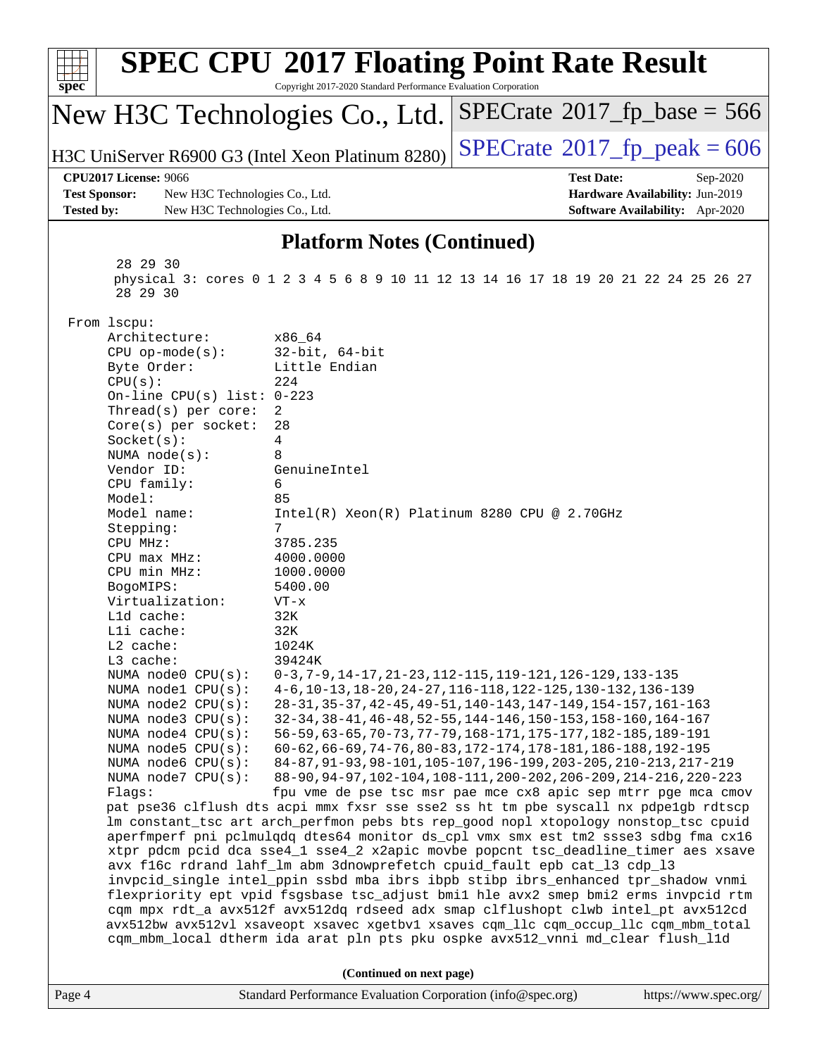## Platform Notes (Continued)

```
      28 29 30
      physical 3: cores 0 1 2 3 4 5 6 8 9 10 11 12 13 14 16 17 18 19 20 21 22 24 25 26 27
      28 29 30

 From lscpu:
      Architecture:          x86_64
      CPU op-mode(s):        32-bit, 64-bit
      Byte Order:            Little Endian
      CPU(s):                224
      On-line CPU(s) list: 0-223
      Thread(s) per core:  2
      Core(s) per socket:  28
      Socket(s):             4
      NUMA node(s):          8
      Vendor ID:             GenuineIntel
      CPU family:            6
      Model:                 85
      Model name:            Intel(R) Xeon(R) Platinum 8280 CPU @ 2.70GHz
      Stepping:              7
      CPU MHz:               3785.235
      CPU max MHz:           4000.0000
      CPU min MHz:           1000.0000
      BogoMIPS:              5400.00
      Virtualization:        VT-x
      L1d cache:             32K
      L1i cache:             32K
      L2 cache:              1024K
      L3 cache:              39424K
      NUMA node0 CPU(s):     0-3,7-9,14-17,21-23,112-115,119-121,126-129,133-135
      NUMA node1 CPU(s):     4-6,10-13,18-20,24-27,116-118,122-125,130-132,136-139
      NUMA node2 CPU(s):     28-31,35-37,42-45,49-51,140-143,147-149,154-157,161-163
      NUMA node3 CPU(s):     32-34,38-41,46-48,52-55,144-146,150-153,158-160,164-167
      NUMA node4 CPU(s):     56-59,63-65,70-73,77-79,168-171,175-177,182-185,189-191
      NUMA node5 CPU(s):     60-62,66-69,74-76,80-83,172-174,178-181,186-188,192-195
      NUMA node6 CPU(s):     84-87,91-93,98-101,105-107,196-199,203-205,210-213,217-219
      NUMA node7 CPU(s):     88-90,94-97,102-104,108-111,200-202,206-209,214-216,220-223
      Flags:                 fpu vme de pse tsc msr pae mce cx8 apic sep mtrr pge mca cmov
      pat pse36 clflush dts acpi mmx fxsr sse sse2 ss ht tm pbe syscall nx pdpe1gb rdtscp
      lm constant_tsc art arch_perfmon pebs bts rep_good nopl xtopology nonstop_tsc cpuid
      aperfmperf pni pclmulqdq dtes64 monitor ds_cpl vmx smx est tm2 ssse3 sdbg fma cx16
      xtpr pdcm pcid dca sse4_1 sse4_2 x2apic movbe popcnt tsc_deadline_timer aes xsave
      avx f16c rdrand lahf_lm abm 3dnowprefetch cpuid_fault epb cat_l3 cdp_l3
      invpcid_single intel_ppin ssbd mba ibrs ibpb stibp ibrs_enhanced tpr_shadow vnmi
      flexpriority ept vpid fsgsbase tsc_adjust bmi1 hle avx2 smep bmi2 erms invpcid rtm
      cqm mpx rdt_a avx512f avx512dq rdseed adx smap clflushopt clwb intel_pt avx512cd
      avx512bw avx512vl xsaveopt xsavec xgetbv1 xsaves cqm_llc cqm_occup_llc cqm_mbm_total
      cqm_mbm_local dtherm ida arat pln pts pku ospke avx512_vnni md_clear flush_l1d
```

**(Continued on next page)**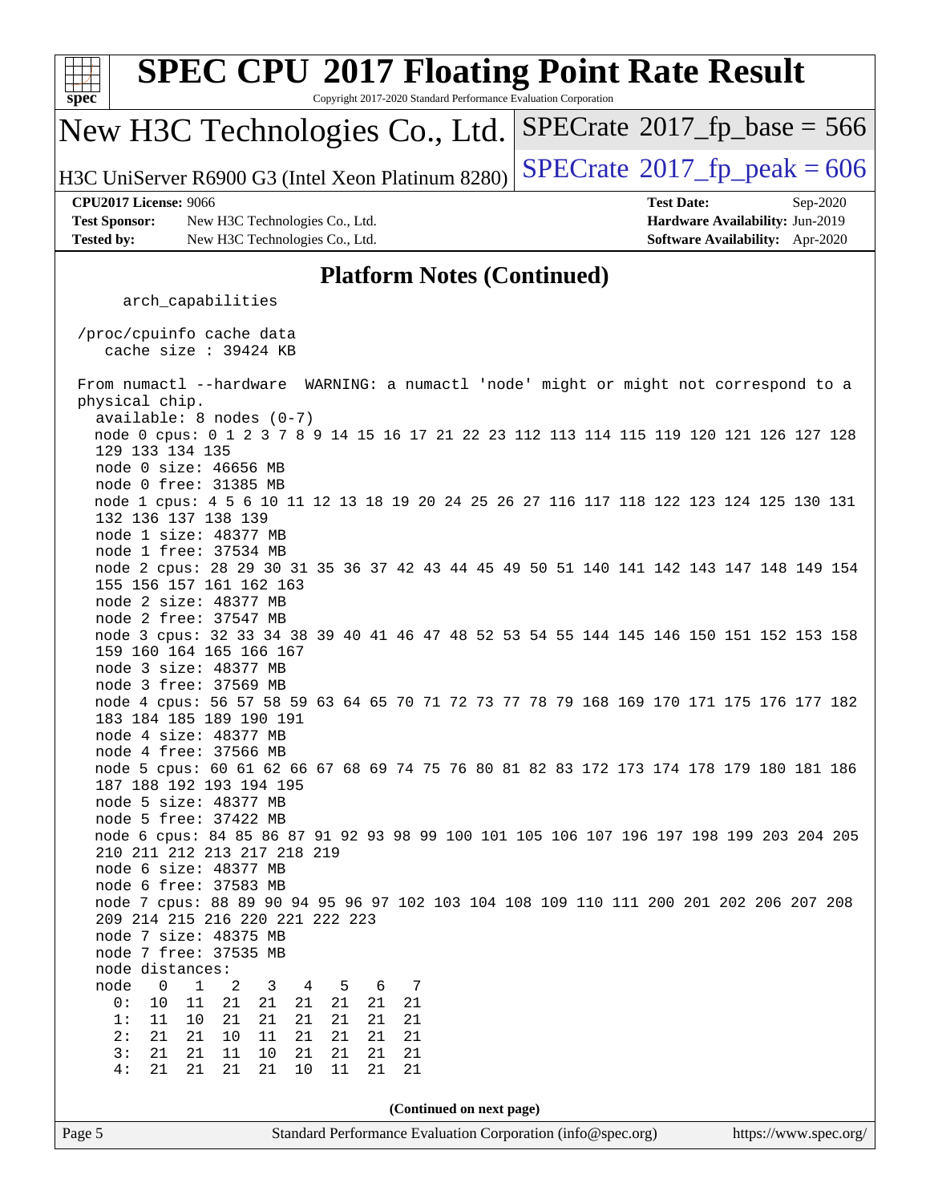# SPEC CPU 2017 Floating Point Rate Result

Copyright 2017-2020 Standard Performance Evaluation Corporation

**New H3C Technologies Co., Ltd.**

H3C UniServer R6900 G3 (Intel Xeon Platinum 8280)

SPECrate 2017_fp_base = 566

SPECrate 2017_fp_peak = 606

| | | | |
|---|---|---|---|
| **CPU2017 License:** | 9066 | **Test Date:** | Sep-2020 |
| **Test Sponsor:** | New H3C Technologies Co., Ltd. | **Hardware Availability:** | Jun-2019 |
| **Tested by:** | New H3C Technologies Co., Ltd. | **Software Availability:** | Apr-2020 |

## Platform Notes (Continued)

```
     arch_capabilities

 /proc/cpuinfo cache data
    cache size : 39424 KB

 From numactl --hardware  WARNING: a numactl 'node' might or might not correspond to a
 physical chip.
   available: 8 nodes (0-7)
   node 0 cpus: 0 1 2 3 7 8 9 14 15 16 17 21 22 23 112 113 114 115 119 120 121 126 127 128
   129 133 134 135
   node 0 size: 46656 MB
   node 0 free: 31385 MB
   node 1 cpus: 4 5 6 10 11 12 13 18 19 20 24 25 26 27 116 117 118 122 123 124 125 130 131
   132 136 137 138 139
   node 1 size: 48377 MB
   node 1 free: 37534 MB
   node 2 cpus: 28 29 30 31 35 36 37 42 43 44 45 49 50 51 140 141 142 143 147 148 149 154
   155 156 157 161 162 163
   node 2 size: 48377 MB
   node 2 free: 37547 MB
   node 3 cpus: 32 33 34 38 39 40 41 46 47 48 52 53 54 55 144 145 146 150 151 152 153 158
   159 160 164 165 166 167
   node 3 size: 48377 MB
   node 3 free: 37569 MB
   node 4 cpus: 56 57 58 59 63 64 65 70 71 72 73 77 78 79 168 169 170 171 175 176 177 182
   183 184 185 189 190 191
   node 4 size: 48377 MB
   node 4 free: 37566 MB
   node 5 cpus: 60 61 62 66 67 68 69 74 75 76 80 81 82 83 172 173 174 178 179 180 181 186
   187 188 192 193 194 195
   node 5 size: 48377 MB
   node 5 free: 37422 MB
   node 6 cpus: 84 85 86 87 91 92 93 98 99 100 101 105 106 107 196 197 198 199 203 204 205
   210 211 212 213 217 218 219
   node 6 size: 48377 MB
   node 6 free: 37583 MB
   node 7 cpus: 88 89 90 94 95 96 97 102 103 104 108 109 110 111 200 201 202 206 207 208
   209 214 215 216 220 221 222 223
   node 7 size: 48375 MB
   node 7 free: 37535 MB
   node distances:
   node   0   1   2   3   4   5   6   7
     0:  10  11  21  21  21  21  21  21
     1:  11  10  21  21  21  21  21  21
     2:  21  21  10  11  21  21  21  21
     3:  21  21  11  10  21  21  21  21
     4:  21  21  21  21  10  11  21  21
```

(Continued on next page)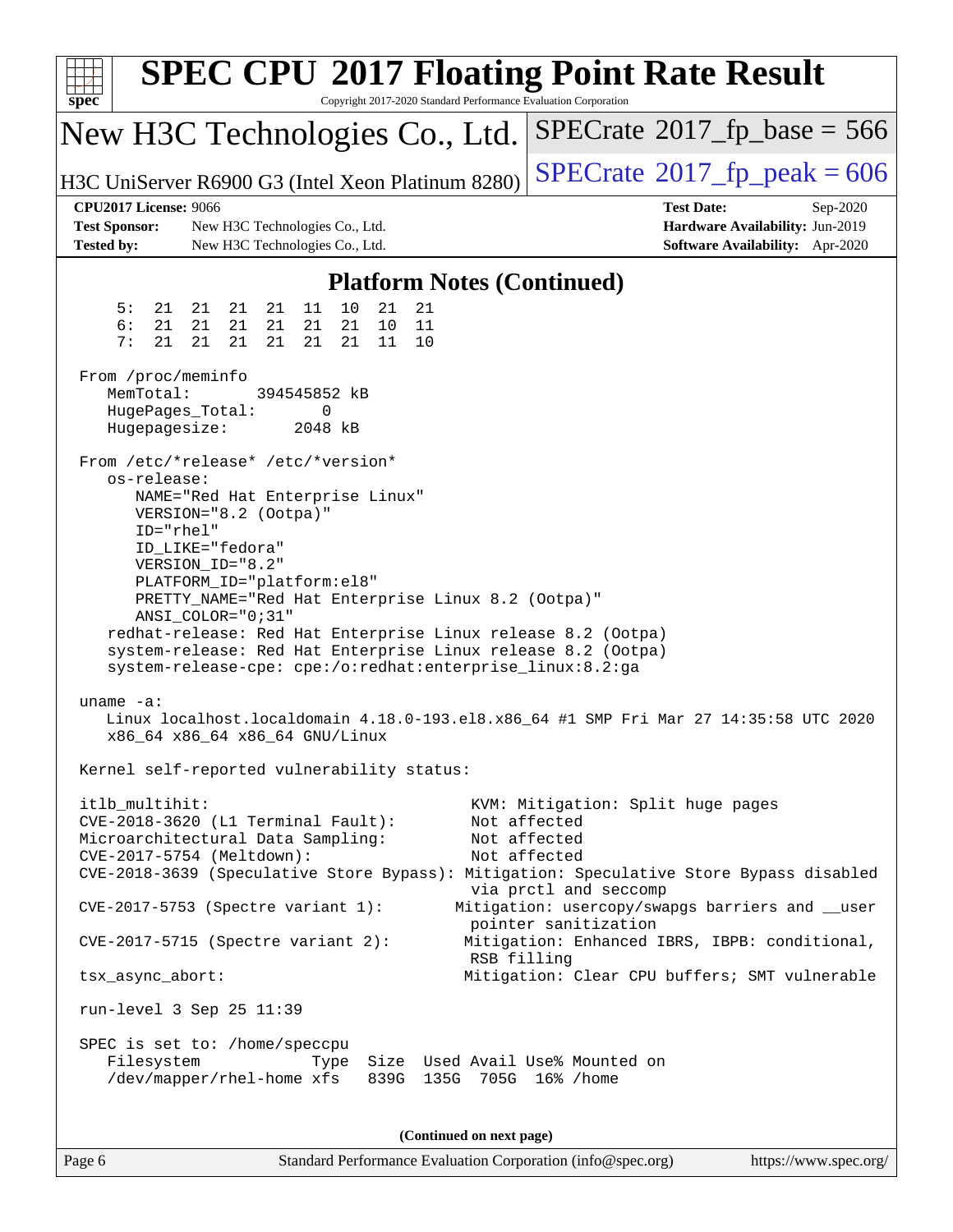# SPEC CPU 2017 Floating Point Rate Result

Copyright 2017-2020 Standard Performance Evaluation Corporation

**New H3C Technologies Co., Ltd.**

H3C UniServer R6900 G3 (Intel Xeon Platinum 8280)

SPECrate 2017_fp_base = 566

SPECrate 2017_fp_peak = 606

**CPU2017 License:** 9066
**Test Sponsor:** New H3C Technologies Co., Ltd.
**Tested by:** New H3C Technologies Co., Ltd.

**Test Date:** Sep-2020
**Hardware Availability:** Jun-2019
**Software Availability:** Apr-2020

## Platform Notes (Continued)

```
     5:  21  21  21  21  11  10  21  21
     6:  21  21  21  21  21  21  10  11
     7:  21  21  21  21  21  21  11  10

 From /proc/meminfo
    MemTotal:       394545852 kB
    HugePages_Total:        0
    Hugepagesize:        2048 kB

 From /etc/*release* /etc/*version*
    os-release:
       NAME="Red Hat Enterprise Linux"
       VERSION="8.2 (Ootpa)"
       ID="rhel"
       ID_LIKE="fedora"
       VERSION_ID="8.2"
       PLATFORM_ID="platform:el8"
       PRETTY_NAME="Red Hat Enterprise Linux 8.2 (Ootpa)"
       ANSI_COLOR="0;31"
    redhat-release: Red Hat Enterprise Linux release 8.2 (Ootpa)
    system-release: Red Hat Enterprise Linux release 8.2 (Ootpa)
    system-release-cpe: cpe:/o:redhat:enterprise_linux:8.2:ga

 uname -a:
    Linux localhost.localdomain 4.18.0-193.el8.x86_64 #1 SMP Fri Mar 27 14:35:58 UTC 2020
    x86_64 x86_64 x86_64 GNU/Linux

 Kernel self-reported vulnerability status:

 itlb_multihit:                                   KVM: Mitigation: Split huge pages
 CVE-2018-3620 (L1 Terminal Fault):               Not affected
 Microarchitectural Data Sampling:                Not affected
 CVE-2017-5754 (Meltdown):                        Not affected
 CVE-2018-3639 (Speculative Store Bypass): Mitigation: Speculative Store Bypass disabled
                                                  via prctl and seccomp
 CVE-2017-5753 (Spectre variant 1):              Mitigation: usercopy/swapgs barriers and __user
                                                  pointer sanitization
 CVE-2017-5715 (Spectre variant 2):              Mitigation: Enhanced IBRS, IBPB: conditional,
                                                  RSB filling
 tsx_async_abort:                                Mitigation: Clear CPU buffers; SMT vulnerable

 run-level 3 Sep 25 11:39

 SPEC is set to: /home/speccpu
    Filesystem            Type  Size  Used Avail Use% Mounted on
    /dev/mapper/rhel-home xfs   839G  135G  705G  16% /home
```

**(Continued on next page)**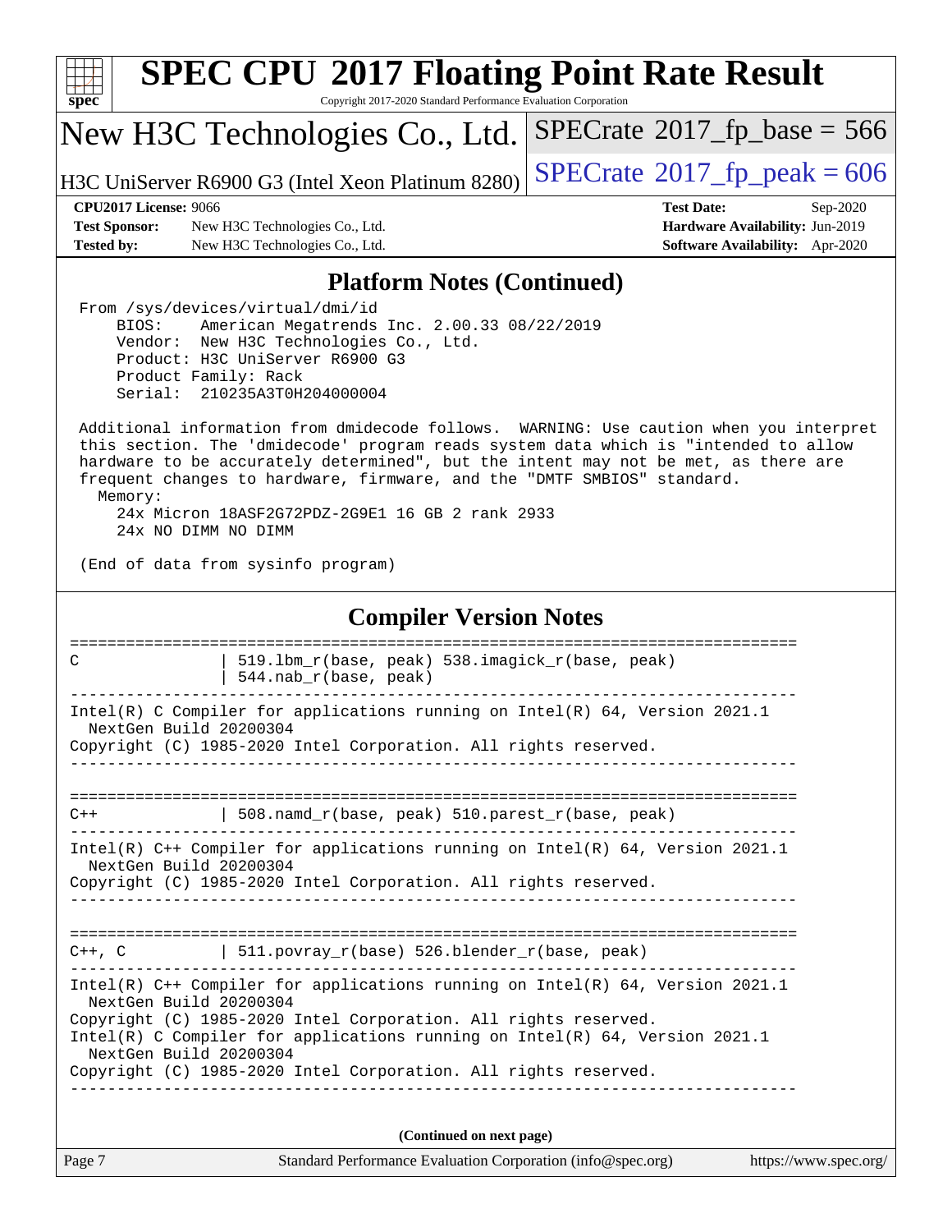## Platform Notes (Continued)

```
From /sys/devices/virtual/dmi/id
    BIOS:    American Megatrends Inc. 2.00.33 08/22/2019
    Vendor:  New H3C Technologies Co., Ltd.
    Product: H3C UniServer R6900 G3
    Product Family: Rack
    Serial:  210235A3T0H204000004

Additional information from dmidecode follows.  WARNING: Use caution when you interpret
this section. The 'dmidecode' program reads system data which is "intended to allow
hardware to be accurately determined", but the intent may not be met, as there are
frequent changes to hardware, firmware, and the "DMTF SMBIOS" standard.
  Memory:
    24x Micron 18ASF2G72PDZ-2G9E1 16 GB 2 rank 2933
    24x NO DIMM NO DIMM

(End of data from sysinfo program)
```

## Compiler Version Notes

```
==============================================================================
C               | 519.lbm_r(base, peak) 538.imagick_r(base, peak)
                | 544.nab_r(base, peak)
------------------------------------------------------------------------------
Intel(R) C Compiler for applications running on Intel(R) 64, Version 2021.1
  NextGen Build 20200304
Copyright (C) 1985-2020 Intel Corporation. All rights reserved.
------------------------------------------------------------------------------

==============================================================================
C++             | 508.namd_r(base, peak) 510.parest_r(base, peak)
------------------------------------------------------------------------------
Intel(R) C++ Compiler for applications running on Intel(R) 64, Version 2021.1
  NextGen Build 20200304
Copyright (C) 1985-2020 Intel Corporation. All rights reserved.
------------------------------------------------------------------------------

==============================================================================
C++, C          | 511.povray_r(base) 526.blender_r(base, peak)
------------------------------------------------------------------------------
Intel(R) C++ Compiler for applications running on Intel(R) 64, Version 2021.1
  NextGen Build 20200304
Copyright (C) 1985-2020 Intel Corporation. All rights reserved.
Intel(R) C Compiler for applications running on Intel(R) 64, Version 2021.1
  NextGen Build 20200304
Copyright (C) 1985-2020 Intel Corporation. All rights reserved.
------------------------------------------------------------------------------
```

(Continued on next page)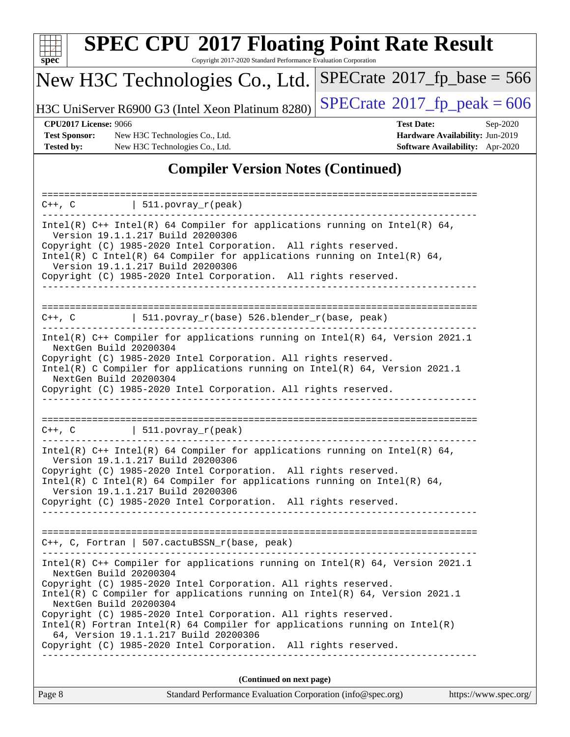## Compiler Version Notes (Continued)

```
==============================================================================
C++, C          | 511.povray_r(peak)
------------------------------------------------------------------------------
Intel(R) C++ Intel(R) 64 Compiler for applications running on Intel(R) 64,
  Version 19.1.1.217 Build 20200306
Copyright (C) 1985-2020 Intel Corporation.  All rights reserved.
Intel(R) C Intel(R) 64 Compiler for applications running on Intel(R) 64,
  Version 19.1.1.217 Build 20200306
Copyright (C) 1985-2020 Intel Corporation.  All rights reserved.
------------------------------------------------------------------------------

==============================================================================
C++, C          | 511.povray_r(base) 526.blender_r(base, peak)
------------------------------------------------------------------------------
Intel(R) C++ Compiler for applications running on Intel(R) 64, Version 2021.1
  NextGen Build 20200304
Copyright (C) 1985-2020 Intel Corporation. All rights reserved.
Intel(R) C Compiler for applications running on Intel(R) 64, Version 2021.1
  NextGen Build 20200304
Copyright (C) 1985-2020 Intel Corporation. All rights reserved.
------------------------------------------------------------------------------

==============================================================================
C++, C          | 511.povray_r(peak)
------------------------------------------------------------------------------
Intel(R) C++ Intel(R) 64 Compiler for applications running on Intel(R) 64,
  Version 19.1.1.217 Build 20200306
Copyright (C) 1985-2020 Intel Corporation.  All rights reserved.
Intel(R) C Intel(R) 64 Compiler for applications running on Intel(R) 64,
  Version 19.1.1.217 Build 20200306
Copyright (C) 1985-2020 Intel Corporation.  All rights reserved.
------------------------------------------------------------------------------

==============================================================================
C++, C, Fortran | 507.cactuBSSN_r(base, peak)
------------------------------------------------------------------------------
Intel(R) C++ Compiler for applications running on Intel(R) 64, Version 2021.1
  NextGen Build 20200304
Copyright (C) 1985-2020 Intel Corporation. All rights reserved.
Intel(R) C Compiler for applications running on Intel(R) 64, Version 2021.1
  NextGen Build 20200304
Copyright (C) 1985-2020 Intel Corporation. All rights reserved.
Intel(R) Fortran Intel(R) 64 Compiler for applications running on Intel(R)
  64, Version 19.1.1.217 Build 20200306
Copyright (C) 1985-2020 Intel Corporation.  All rights reserved.
------------------------------------------------------------------------------
```

**(Continued on next page)**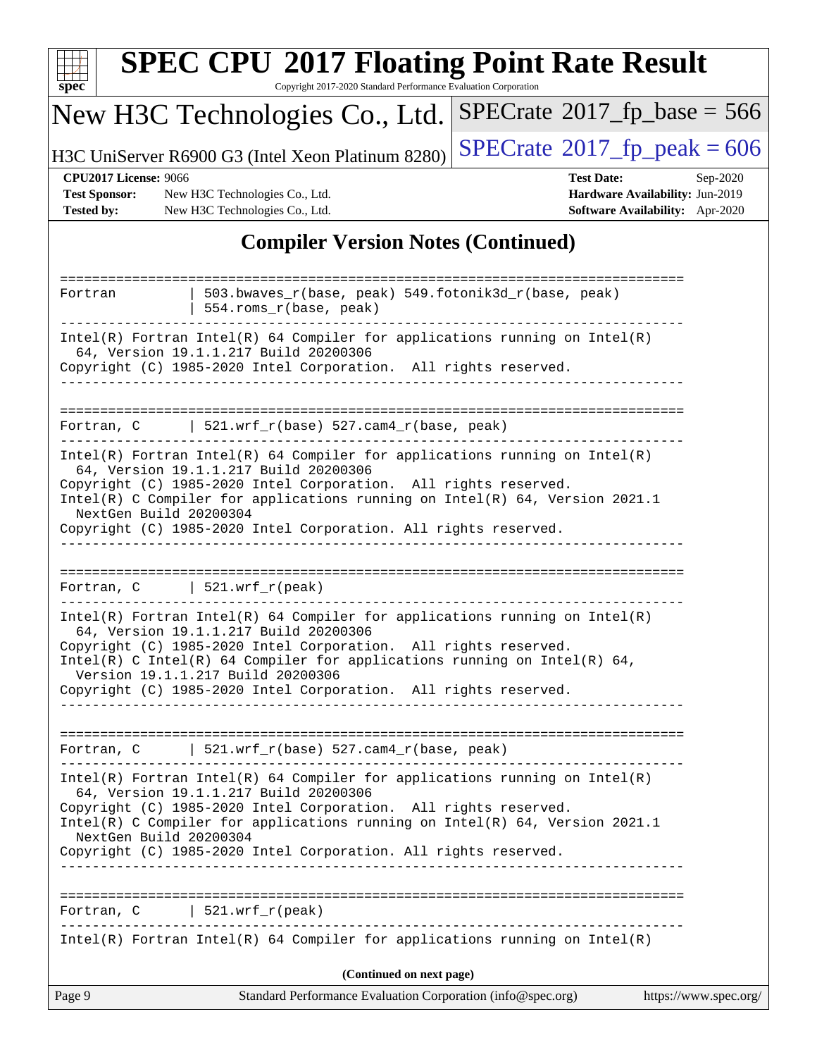# SPEC CPU 2017 Floating Point Rate Result

Copyright 2017-2020 Standard Performance Evaluation Corporation

**New H3C Technologies Co., Ltd.**

H3C UniServer R6900 G3 (Intel Xeon Platinum 8280)

SPECrate 2017_fp_base = 566

SPECrate 2017_fp_peak = 606

| | | | |
|---|---|---|---|
| **CPU2017 License:** | 9066 | **Test Date:** | Sep-2020 |
| **Test Sponsor:** | New H3C Technologies Co., Ltd. | **Hardware Availability:** | Jun-2019 |
| **Tested by:** | New H3C Technologies Co., Ltd. | **Software Availability:** | Apr-2020 |

## Compiler Version Notes (Continued)

```
==============================================================================
Fortran         | 503.bwaves_r(base, peak) 549.fotonik3d_r(base, peak)
                | 554.roms_r(base, peak)
------------------------------------------------------------------------------
Intel(R) Fortran Intel(R) 64 Compiler for applications running on Intel(R)
  64, Version 19.1.1.217 Build 20200306
Copyright (C) 1985-2020 Intel Corporation.  All rights reserved.
------------------------------------------------------------------------------

==============================================================================
Fortran, C      | 521.wrf_r(base) 527.cam4_r(base, peak)
------------------------------------------------------------------------------
Intel(R) Fortran Intel(R) 64 Compiler for applications running on Intel(R)
  64, Version 19.1.1.217 Build 20200306
Copyright (C) 1985-2020 Intel Corporation.  All rights reserved.
Intel(R) C Compiler for applications running on Intel(R) 64, Version 2021.1
  NextGen Build 20200304
Copyright (C) 1985-2020 Intel Corporation. All rights reserved.
------------------------------------------------------------------------------

==============================================================================
Fortran, C      | 521.wrf_r(peak)
------------------------------------------------------------------------------
Intel(R) Fortran Intel(R) 64 Compiler for applications running on Intel(R)
  64, Version 19.1.1.217 Build 20200306
Copyright (C) 1985-2020 Intel Corporation.  All rights reserved.
Intel(R) C Intel(R) 64 Compiler for applications running on Intel(R) 64,
  Version 19.1.1.217 Build 20200306
Copyright (C) 1985-2020 Intel Corporation.  All rights reserved.
------------------------------------------------------------------------------

==============================================================================
Fortran, C      | 521.wrf_r(base) 527.cam4_r(base, peak)
------------------------------------------------------------------------------
Intel(R) Fortran Intel(R) 64 Compiler for applications running on Intel(R)
  64, Version 19.1.1.217 Build 20200306
Copyright (C) 1985-2020 Intel Corporation.  All rights reserved.
Intel(R) C Compiler for applications running on Intel(R) 64, Version 2021.1
  NextGen Build 20200304
Copyright (C) 1985-2020 Intel Corporation. All rights reserved.
------------------------------------------------------------------------------

==============================================================================
Fortran, C      | 521.wrf_r(peak)
------------------------------------------------------------------------------
Intel(R) Fortran Intel(R) 64 Compiler for applications running on Intel(R)
```

(Continued on next page)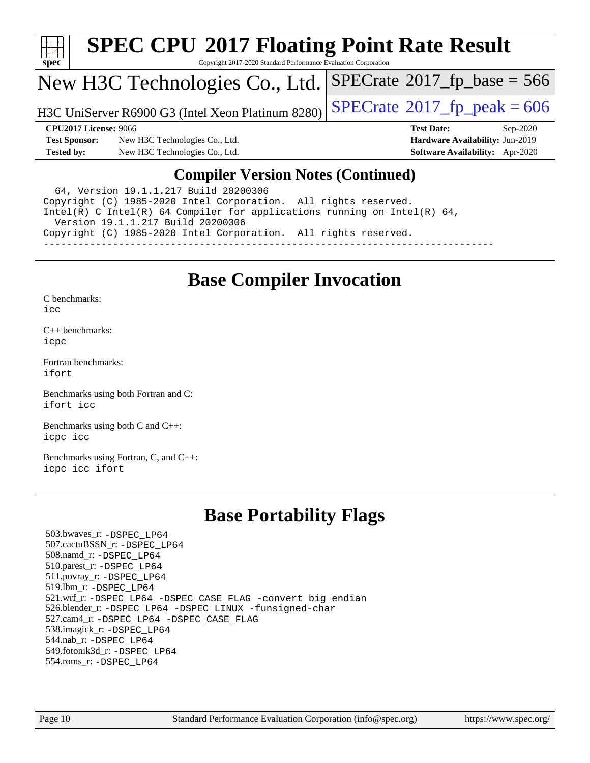# SPEC CPU 2017 Floating Point Rate Result

Copyright 2017-2020 Standard Performance Evaluation Corporation

## New H3C Technologies Co., Ltd.

H3C UniServer R6900 G3 (Intel Xeon Platinum 8280)

SPECrate 2017_fp_base = 566

SPECrate 2017_fp_peak = 606

| | | | |
|---|---|---|---|
| **CPU2017 License:** 9066 | | **Test Date:** | Sep-2020 |
| **Test Sponsor:** | New H3C Technologies Co., Ltd. | **Hardware Availability:** | Jun-2019 |
| **Tested by:** | New H3C Technologies Co., Ltd. | **Software Availability:** | Apr-2020 |

## Compiler Version Notes (Continued)

```
  64, Version 19.1.1.217 Build 20200306
Copyright (C) 1985-2020 Intel Corporation.  All rights reserved.
Intel(R) C Intel(R) 64 Compiler for applications running on Intel(R) 64,
  Version 19.1.1.217 Build 20200306
Copyright (C) 1985-2020 Intel Corporation.  All rights reserved.
------------------------------------------------------------------------------
```

## Base Compiler Invocation

C benchmarks:
icc

C++ benchmarks:
icpc

Fortran benchmarks:
ifort

Benchmarks using both Fortran and C:
ifort icc

Benchmarks using both C and C++:
icpc icc

Benchmarks using Fortran, C, and C++:
icpc icc ifort

## Base Portability Flags

503.bwaves_r: -DSPEC_LP64
507.cactuBSSN_r: -DSPEC_LP64
508.namd_r: -DSPEC_LP64
510.parest_r: -DSPEC_LP64
511.povray_r: -DSPEC_LP64
519.lbm_r: -DSPEC_LP64
521.wrf_r: -DSPEC_LP64 -DSPEC_CASE_FLAG -convert big_endian
526.blender_r: -DSPEC_LP64 -DSPEC_LINUX -funsigned-char
527.cam4_r: -DSPEC_LP64 -DSPEC_CASE_FLAG
538.imagick_r: -DSPEC_LP64
544.nab_r: -DSPEC_LP64
549.fotonik3d_r: -DSPEC_LP64
554.roms_r: -DSPEC_LP64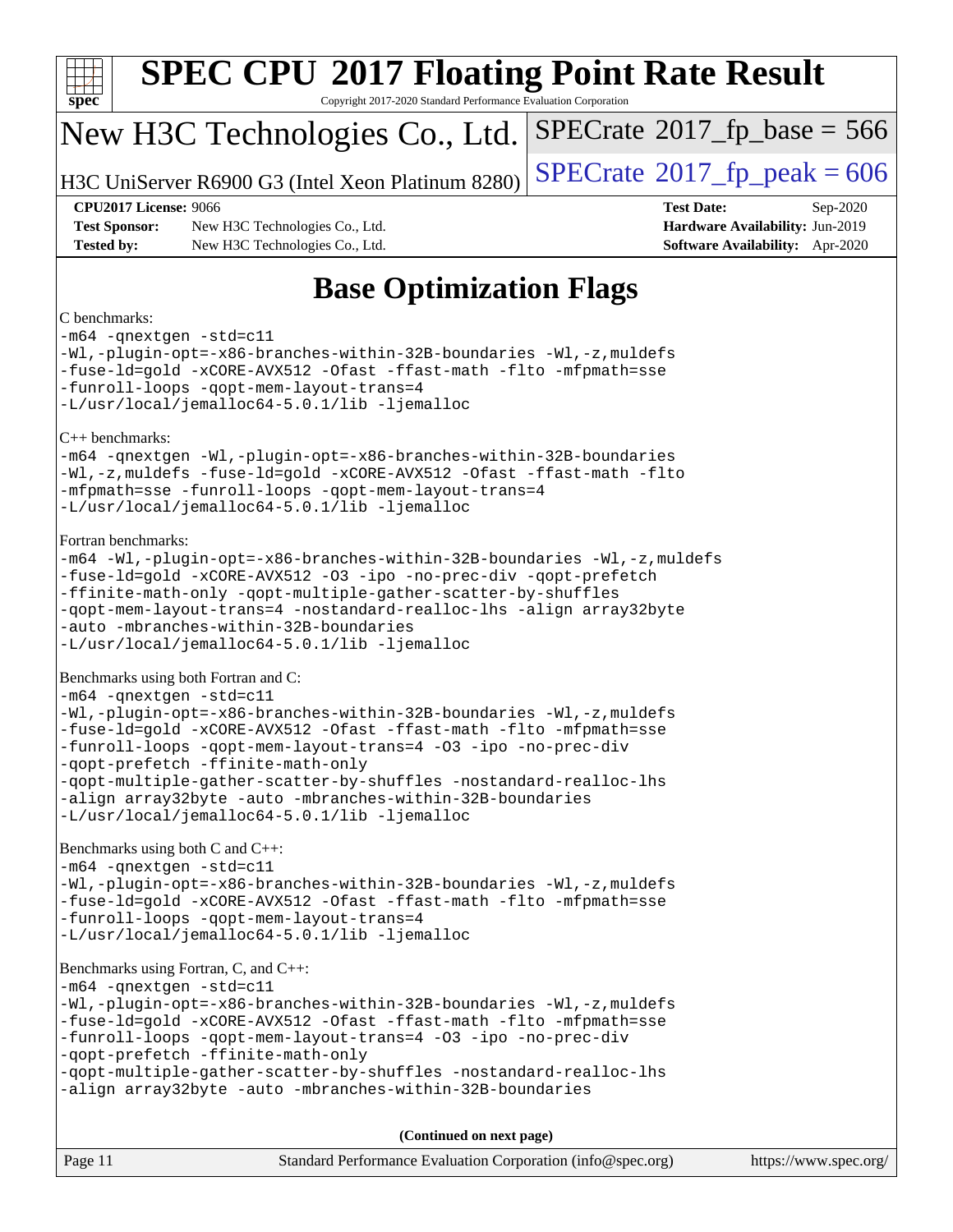# Base Optimization Flags

C benchmarks:

```
-m64 -qnextgen -std=c11
-Wl,-plugin-opt=-x86-branches-within-32B-boundaries -Wl,-z,muldefs
-fuse-ld=gold -xCORE-AVX512 -Ofast -ffast-math -flto -mfpmath=sse
-funroll-loops -qopt-mem-layout-trans=4
-L/usr/local/jemalloc64-5.0.1/lib -ljemalloc
```

C++ benchmarks:

```
-m64 -qnextgen -Wl,-plugin-opt=-x86-branches-within-32B-boundaries
-Wl,-z,muldefs -fuse-ld=gold -xCORE-AVX512 -Ofast -ffast-math -flto
-mfpmath=sse -funroll-loops -qopt-mem-layout-trans=4
-L/usr/local/jemalloc64-5.0.1/lib -ljemalloc
```

Fortran benchmarks:

```
-m64 -Wl,-plugin-opt=-x86-branches-within-32B-boundaries -Wl,-z,muldefs
-fuse-ld=gold -xCORE-AVX512 -O3 -ipo -no-prec-div -qopt-prefetch
-ffinite-math-only -qopt-multiple-gather-scatter-by-shuffles
-qopt-mem-layout-trans=4 -nostandard-realloc-lhs -align array32byte
-auto -mbranches-within-32B-boundaries
-L/usr/local/jemalloc64-5.0.1/lib -ljemalloc
```

Benchmarks using both Fortran and C:

```
-m64 -qnextgen -std=c11
-Wl,-plugin-opt=-x86-branches-within-32B-boundaries -Wl,-z,muldefs
-fuse-ld=gold -xCORE-AVX512 -Ofast -ffast-math -flto -mfpmath=sse
-funroll-loops -qopt-mem-layout-trans=4 -O3 -ipo -no-prec-div
-qopt-prefetch -ffinite-math-only
-qopt-multiple-gather-scatter-by-shuffles -nostandard-realloc-lhs
-align array32byte -auto -mbranches-within-32B-boundaries
-L/usr/local/jemalloc64-5.0.1/lib -ljemalloc
```

Benchmarks using both C and C++:

```
-m64 -qnextgen -std=c11
-Wl,-plugin-opt=-x86-branches-within-32B-boundaries -Wl,-z,muldefs
-fuse-ld=gold -xCORE-AVX512 -Ofast -ffast-math -flto -mfpmath=sse
-funroll-loops -qopt-mem-layout-trans=4
-L/usr/local/jemalloc64-5.0.1/lib -ljemalloc
```

Benchmarks using Fortran, C, and C++:

```
-m64 -qnextgen -std=c11
-Wl,-plugin-opt=-x86-branches-within-32B-boundaries -Wl,-z,muldefs
-fuse-ld=gold -xCORE-AVX512 -Ofast -ffast-math -flto -mfpmath=sse
-funroll-loops -qopt-mem-layout-trans=4 -O3 -ipo -no-prec-div
-qopt-prefetch -ffinite-math-only
-qopt-multiple-gather-scatter-by-shuffles -nostandard-realloc-lhs
-align array32byte -auto -mbranches-within-32B-boundaries
```

**(Continued on next page)**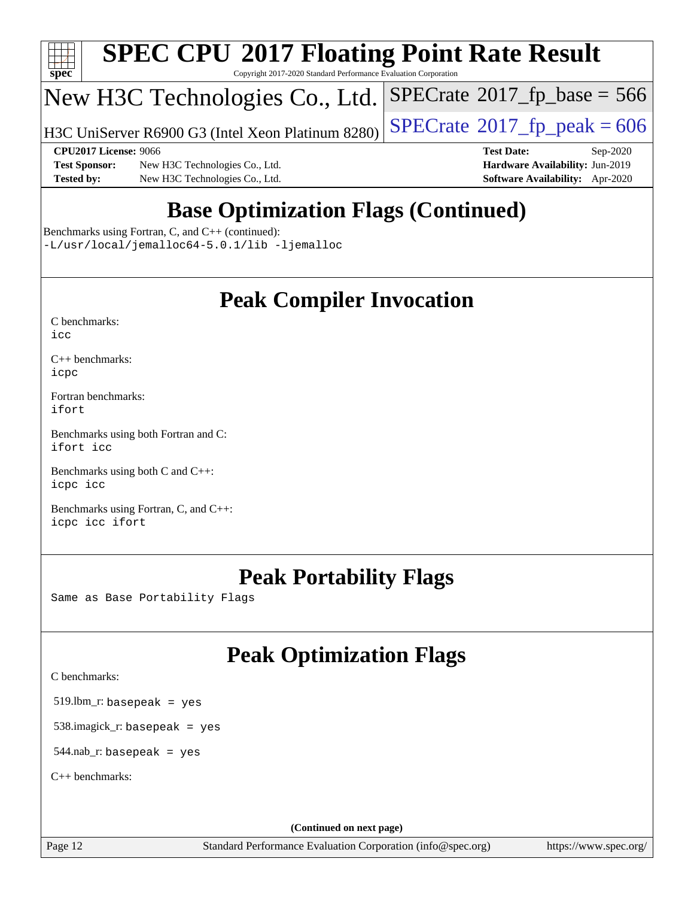# SPEC CPU 2017 Floating Point Rate Result

Copyright 2017-2020 Standard Performance Evaluation Corporation

## New H3C Technologies Co., Ltd.

H3C UniServer R6900 G3 (Intel Xeon Platinum 8280)

SPECrate 2017_fp_base = 566

SPECrate 2017_fp_peak = 606

**CPU2017 License:** 9066
**Test Sponsor:** New H3C Technologies Co., Ltd.
**Tested by:** New H3C Technologies Co., Ltd.

**Test Date:** Sep-2020
**Hardware Availability:** Jun-2019
**Software Availability:** Apr-2020

## Base Optimization Flags (Continued)

Benchmarks using Fortran, C, and C++ (continued):
`-L/usr/local/jemalloc64-5.0.1/lib -ljemalloc`

## Peak Compiler Invocation

C benchmarks:
`icc`

C++ benchmarks:
`icpc`

Fortran benchmarks:
`ifort`

Benchmarks using both Fortran and C:
`ifort icc`

Benchmarks using both C and C++:
`icpc icc`

Benchmarks using Fortran, C, and C++:
`icpc icc ifort`

## Peak Portability Flags

Same as Base Portability Flags

## Peak Optimization Flags

C benchmarks:

519.lbm_r: `basepeak = yes`

538.imagick_r: `basepeak = yes`

544.nab_r: `basepeak = yes`

C++ benchmarks:

**(Continued on next page)**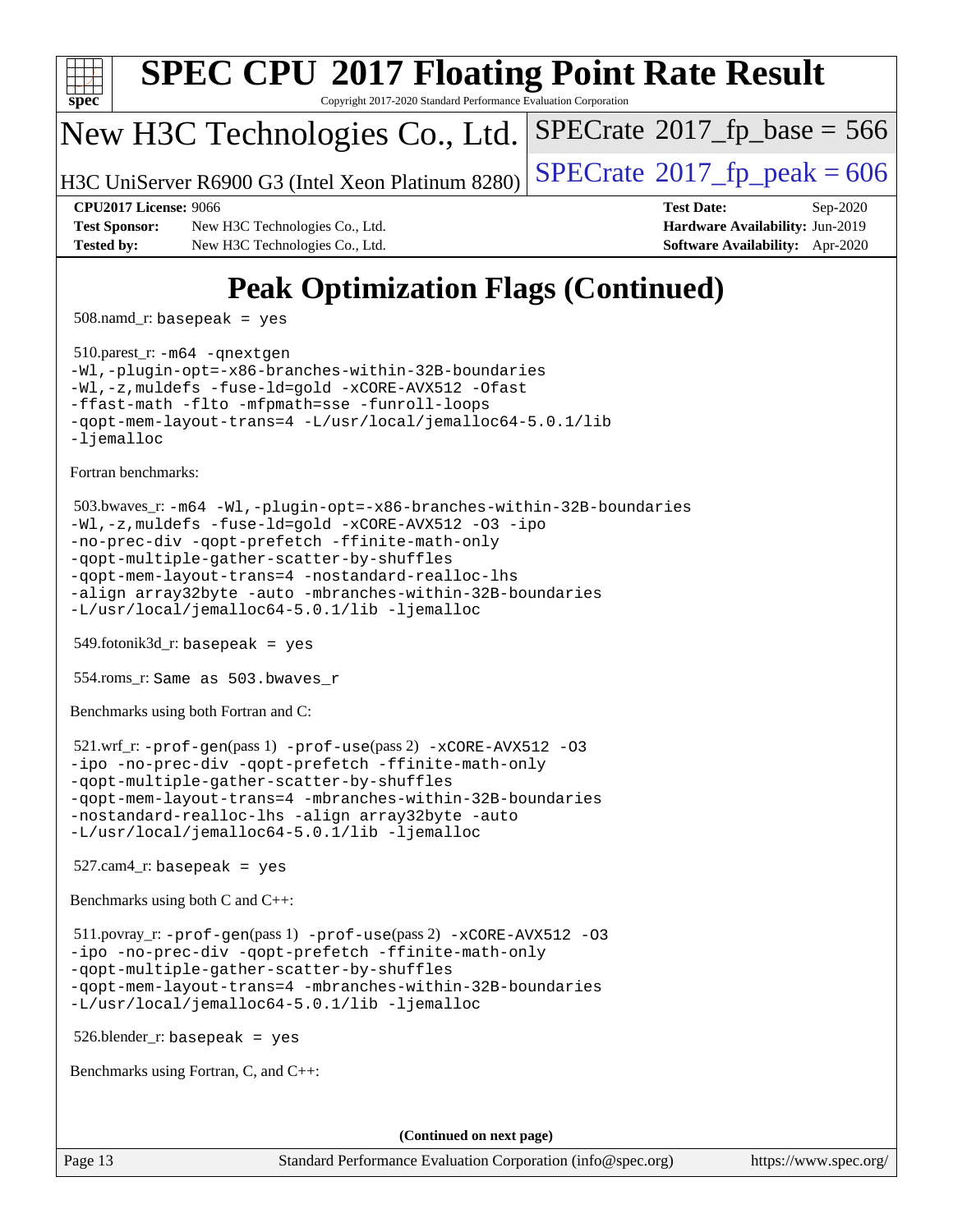# Peak Optimization Flags (Continued)

508.namd_r: `basepeak = yes`

510.parest_r: `-m64 -qnextgen -Wl,-plugin-opt=-x86-branches-within-32B-boundaries -Wl,-z,muldefs -fuse-ld=gold -xCORE-AVX512 -Ofast -ffast-math -flto -mfpmath=sse -funroll-loops -qopt-mem-layout-trans=4 -L/usr/local/jemalloc64-5.0.1/lib -ljemalloc`

Fortran benchmarks:

503.bwaves_r: `-m64 -Wl,-plugin-opt=-x86-branches-within-32B-boundaries -Wl,-z,muldefs -fuse-ld=gold -xCORE-AVX512 -O3 -ipo -no-prec-div -qopt-prefetch -ffinite-math-only -qopt-multiple-gather-scatter-by-shuffles -qopt-mem-layout-trans=4 -nostandard-realloc-lhs -align array32byte -auto -mbranches-within-32B-boundaries -L/usr/local/jemalloc64-5.0.1/lib -ljemalloc`

549.fotonik3d_r: `basepeak = yes`

554.roms_r: `Same as 503.bwaves_r`

Benchmarks using both Fortran and C:

521.wrf_r: `-prof-gen`(pass 1) `-prof-use`(pass 2) `-xCORE-AVX512 -O3 -ipo -no-prec-div -qopt-prefetch -ffinite-math-only -qopt-multiple-gather-scatter-by-shuffles -qopt-mem-layout-trans=4 -mbranches-within-32B-boundaries -nostandard-realloc-lhs -align array32byte -auto -L/usr/local/jemalloc64-5.0.1/lib -ljemalloc`

527.cam4_r: `basepeak = yes`

Benchmarks using both C and C++:

511.povray_r: `-prof-gen`(pass 1) `-prof-use`(pass 2) `-xCORE-AVX512 -O3 -ipo -no-prec-div -qopt-prefetch -ffinite-math-only -qopt-multiple-gather-scatter-by-shuffles -qopt-mem-layout-trans=4 -mbranches-within-32B-boundaries -L/usr/local/jemalloc64-5.0.1/lib -ljemalloc`

526.blender_r: `basepeak = yes`

Benchmarks using Fortran, C, and C++:

**(Continued on next page)**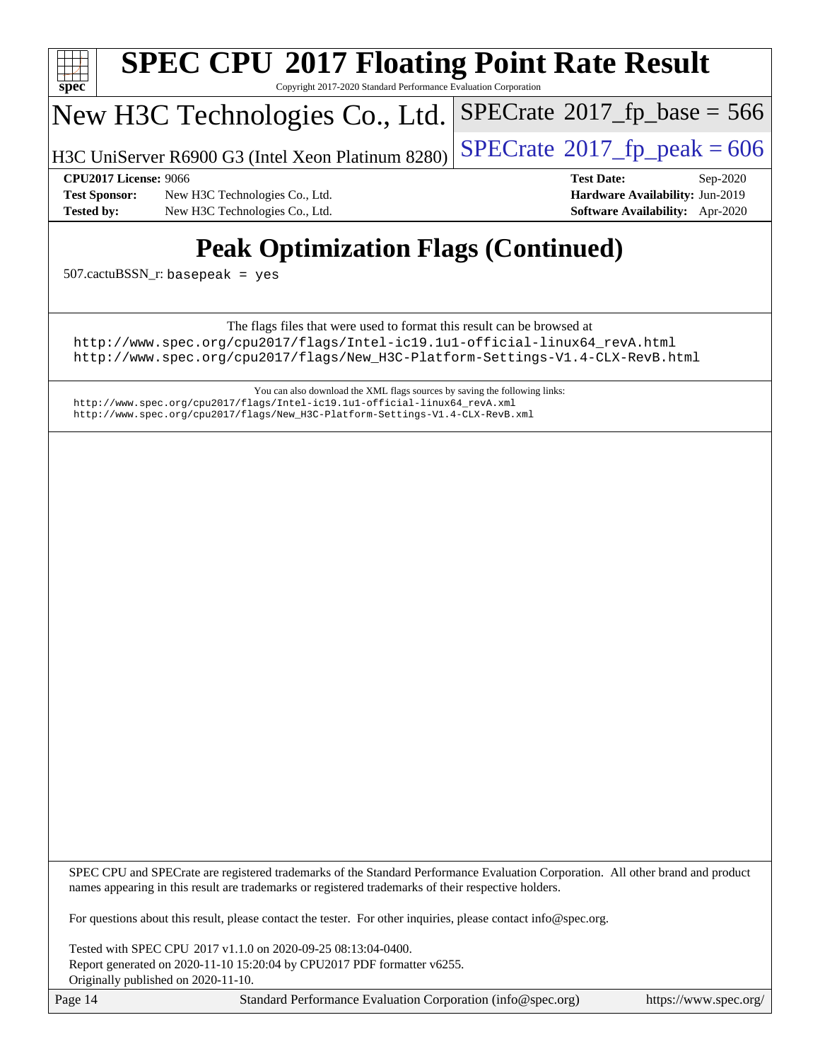# Peak Optimization Flags (Continued)

507.cactuBSSN_r: basepeak = yes

The flags files that were used to format this result can be browsed at
http://www.spec.org/cpu2017/flags/Intel-ic19.1u1-official-linux64_revA.html
http://www.spec.org/cpu2017/flags/New_H3C-Platform-Settings-V1.4-CLX-RevB.html

You can also download the XML flags sources by saving the following links:
http://www.spec.org/cpu2017/flags/Intel-ic19.1u1-official-linux64_revA.xml
http://www.spec.org/cpu2017/flags/New_H3C-Platform-Settings-V1.4-CLX-RevB.xml

SPEC CPU and SPECrate are registered trademarks of the Standard Performance Evaluation Corporation. All other brand and product names appearing in this result are trademarks or registered trademarks of their respective holders.

For questions about this result, please contact the tester. For other inquiries, please contact info@spec.org.

Tested with SPEC CPU 2017 v1.1.0 on 2020-09-25 08:13:04-0400.
Report generated on 2020-11-10 15:20:04 by CPU2017 PDF formatter v6255.
Originally published on 2020-11-10.